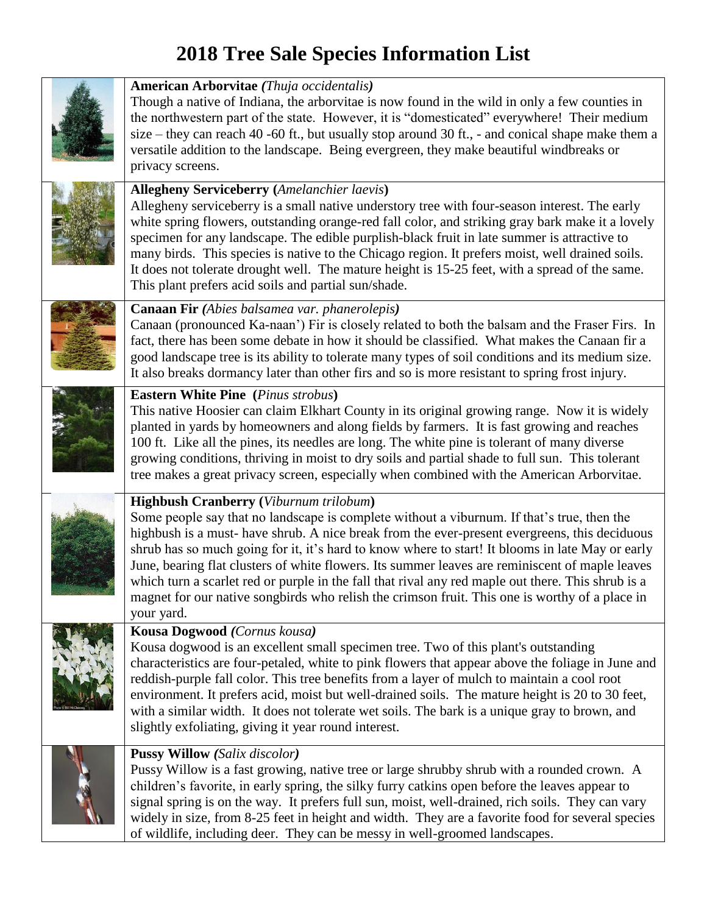# 2018 Tree Sale Species Information List

**American Arborvitae** *(Thuja occidentalis)*
Though a native of Indiana, the arborvitae is now found in the wild in only a few counties in the northwestern part of the state. However, it is "domesticated" everywhere! Their medium size – they can reach 40 -60 ft., but usually stop around 30 ft., - and conical shape make them a versatile addition to the landscape. Being evergreen, they make beautiful windbreaks or privacy screens.

**Allegheny Serviceberry (***Amelanchier laevis***)**
Allegheny serviceberry is a small native understory tree with four-season interest. The early white spring flowers, outstanding orange-red fall color, and striking gray bark make it a lovely specimen for any landscape. The edible purplish-black fruit in late summer is attractive to many birds. This species is native to the Chicago region. It prefers moist, well drained soils. It does not tolerate drought well. The mature height is 15-25 feet, with a spread of the same. This plant prefers acid soils and partial sun/shade.

**Canaan Fir** *(Abies balsamea var. phanerolepis)*
Canaan (pronounced Ka-naan') Fir is closely related to both the balsam and the Fraser Firs. In fact, there has been some debate in how it should be classified. What makes the Canaan fir a good landscape tree is its ability to tolerate many types of soil conditions and its medium size. It also breaks dormancy later than other firs and so is more resistant to spring frost injury.

**Eastern White Pine (***Pinus strobus***)**
This native Hoosier can claim Elkhart County in its original growing range. Now it is widely planted in yards by homeowners and along fields by farmers. It is fast growing and reaches 100 ft. Like all the pines, its needles are long. The white pine is tolerant of many diverse growing conditions, thriving in moist to dry soils and partial shade to full sun. This tolerant tree makes a great privacy screen, especially when combined with the American Arborvitae.

**Highbush Cranberry (***Viburnum trilobum***)**
Some people say that no landscape is complete without a viburnum. If that's true, then the highbush is a must- have shrub. A nice break from the ever-present evergreens, this deciduous shrub has so much going for it, it's hard to know where to start! It blooms in late May or early June, bearing flat clusters of white flowers. Its summer leaves are reminiscent of maple leaves which turn a scarlet red or purple in the fall that rival any red maple out there. This shrub is a magnet for our native songbirds who relish the crimson fruit. This one is worthy of a place in your yard.

**Kousa Dogwood** *(Cornus kousa)*
Kousa dogwood is an excellent small specimen tree. Two of this plant's outstanding characteristics are four-petaled, white to pink flowers that appear above the foliage in June and reddish-purple fall color. This tree benefits from a layer of mulch to maintain a cool root environment. It prefers acid, moist but well-drained soils. The mature height is 20 to 30 feet, with a similar width. It does not tolerate wet soils. The bark is a unique gray to brown, and slightly exfoliating, giving it year round interest.

**Pussy Willow** *(Salix discolor)*
Pussy Willow is a fast growing, native tree or large shrubby shrub with a rounded crown. A children's favorite, in early spring, the silky furry catkins open before the leaves appear to signal spring is on the way. It prefers full sun, moist, well-drained, rich soils. They can vary widely in size, from 8-25 feet in height and width. They are a favorite food for several species of wildlife, including deer. They can be messy in well-groomed landscapes.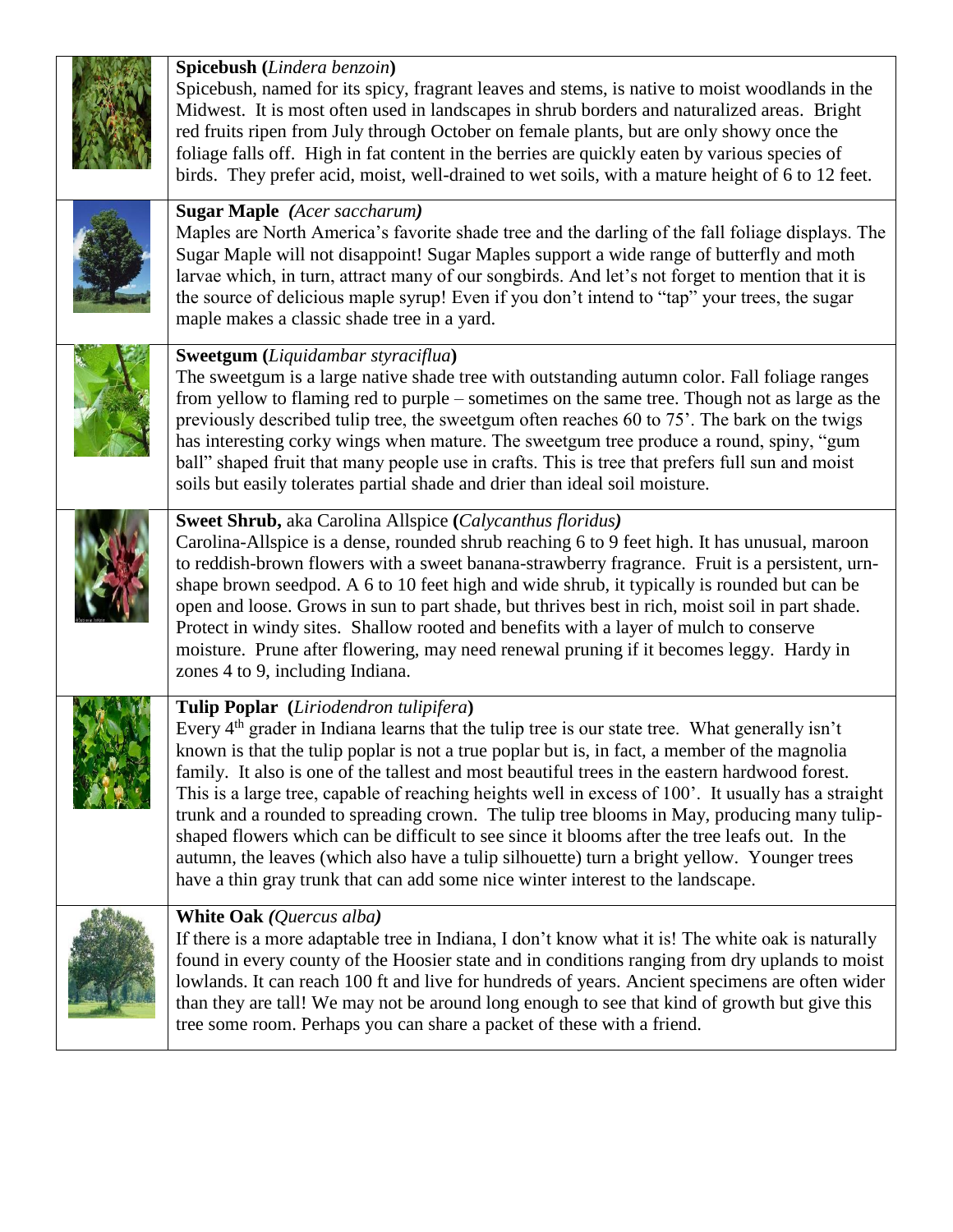| | |
|---|---|
| | **Spicebush (*Lindera benzoin*)**<br>Spicebush, named for its spicy, fragrant leaves and stems, is native to moist woodlands in the Midwest. It is most often used in landscapes in shrub borders and naturalized areas. Bright red fruits ripen from July through October on female plants, but are only showy once the foliage falls off. High in fat content in the berries are quickly eaten by various species of birds. They prefer acid, moist, well-drained to wet soils, with a mature height of 6 to 12 feet. |
| | **Sugar Maple *(Acer saccharum)***<br>Maples are North America's favorite shade tree and the darling of the fall foliage displays. The Sugar Maple will not disappoint! Sugar Maples support a wide range of butterfly and moth larvae which, in turn, attract many of our songbirds. And let's not forget to mention that it is the source of delicious maple syrup! Even if you don't intend to "tap" your trees, the sugar maple makes a classic shade tree in a yard. |
| | **Sweetgum (*Liquidambar styraciflua*)**<br>The sweetgum is a large native shade tree with outstanding autumn color. Fall foliage ranges from yellow to flaming red to purple – sometimes on the same tree. Though not as large as the previously described tulip tree, the sweetgum often reaches 60 to 75'. The bark on the twigs has interesting corky wings when mature. The sweetgum tree produce a round, spiny, "gum ball" shaped fruit that many people use in crafts. This is tree that prefers full sun and moist soils but easily tolerates partial shade and drier than ideal soil moisture. |
| | **Sweet Shrub,** aka Carolina Allspice **(*Calycanthus floridus*)**<br>Carolina-Allspice is a dense, rounded shrub reaching 6 to 9 feet high. It has unusual, maroon to reddish-brown flowers with a sweet banana-strawberry fragrance. Fruit is a persistent, urn-shape brown seedpod. A 6 to 10 feet high and wide shrub, it typically is rounded but can be open and loose. Grows in sun to part shade, but thrives best in rich, moist soil in part shade. Protect in windy sites. Shallow rooted and benefits with a layer of mulch to conserve moisture. Prune after flowering, may need renewal pruning if it becomes leggy. Hardy in zones 4 to 9, including Indiana. |
| | **Tulip Poplar (*Liriodendron tulipifera*)**<br>Every 4th grader in Indiana learns that the tulip tree is our state tree. What generally isn't known is that the tulip poplar is not a true poplar but is, in fact, a member of the magnolia family. It also is one of the tallest and most beautiful trees in the eastern hardwood forest. This is a large tree, capable of reaching heights well in excess of 100'. It usually has a straight trunk and a rounded to spreading crown. The tulip tree blooms in May, producing many tulip-shaped flowers which can be difficult to see since it blooms after the tree leafs out. In the autumn, the leaves (which also have a tulip silhouette) turn a bright yellow. Younger trees have a thin gray trunk that can add some nice winter interest to the landscape. |
| | **White Oak *(Quercus alba)***<br>If there is a more adaptable tree in Indiana, I don't know what it is! The white oak is naturally found in every county of the Hoosier state and in conditions ranging from dry uplands to moist lowlands. It can reach 100 ft and live for hundreds of years. Ancient specimens are often wider than they are tall! We may not be around long enough to see that kind of growth but give this tree some room. Perhaps you can share a packet of these with a friend. |